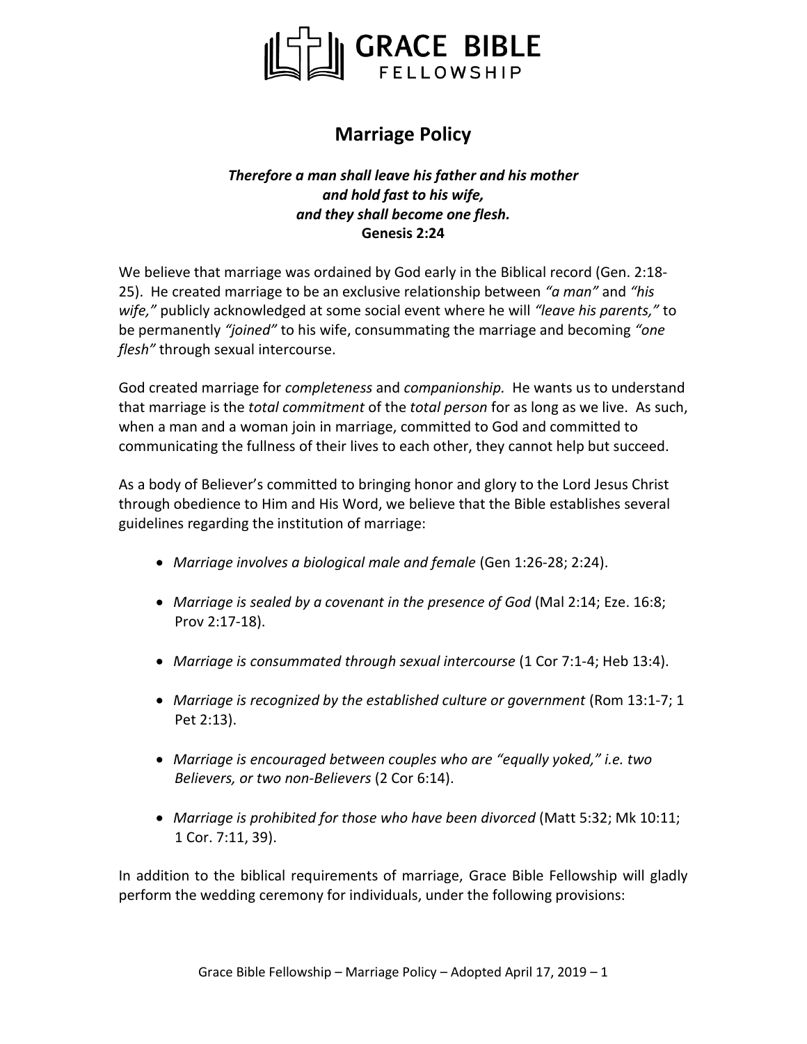# GRACE BIBLE FELLOWSHIP

## Marriage Policy

***Therefore a man shall leave his father and his mother***
***and hold fast to his wife,***
***and they shall become one flesh.***
**Genesis 2:24**

We believe that marriage was ordained by God early in the Biblical record (Gen. 2:18-25). He created marriage to be an exclusive relationship between *"a man"* and *"his wife,"* publicly acknowledged at some social event where he will *"leave his parents,"* to be permanently *"joined"* to his wife, consummating the marriage and becoming *"one flesh"* through sexual intercourse.

God created marriage for *completeness* and *companionship.* He wants us to understand that marriage is the *total commitment* of the *total person* for as long as we live. As such, when a man and a woman join in marriage, committed to God and committed to communicating the fullness of their lives to each other, they cannot help but succeed.

As a body of Believer's committed to bringing honor and glory to the Lord Jesus Christ through obedience to Him and His Word, we believe that the Bible establishes several guidelines regarding the institution of marriage:

- *Marriage involves a biological male and female* (Gen 1:26-28; 2:24).
- *Marriage is sealed by a covenant in the presence of God* (Mal 2:14; Eze. 16:8; Prov 2:17-18).
- *Marriage is consummated through sexual intercourse* (1 Cor 7:1-4; Heb 13:4).
- *Marriage is recognized by the established culture or government* (Rom 13:1-7; 1 Pet 2:13).
- *Marriage is encouraged between couples who are "equally yoked," i.e. two Believers, or two non-Believers* (2 Cor 6:14).
- *Marriage is prohibited for those who have been divorced* (Matt 5:32; Mk 10:11; 1 Cor. 7:11, 39).

In addition to the biblical requirements of marriage, Grace Bible Fellowship will gladly perform the wedding ceremony for individuals, under the following provisions: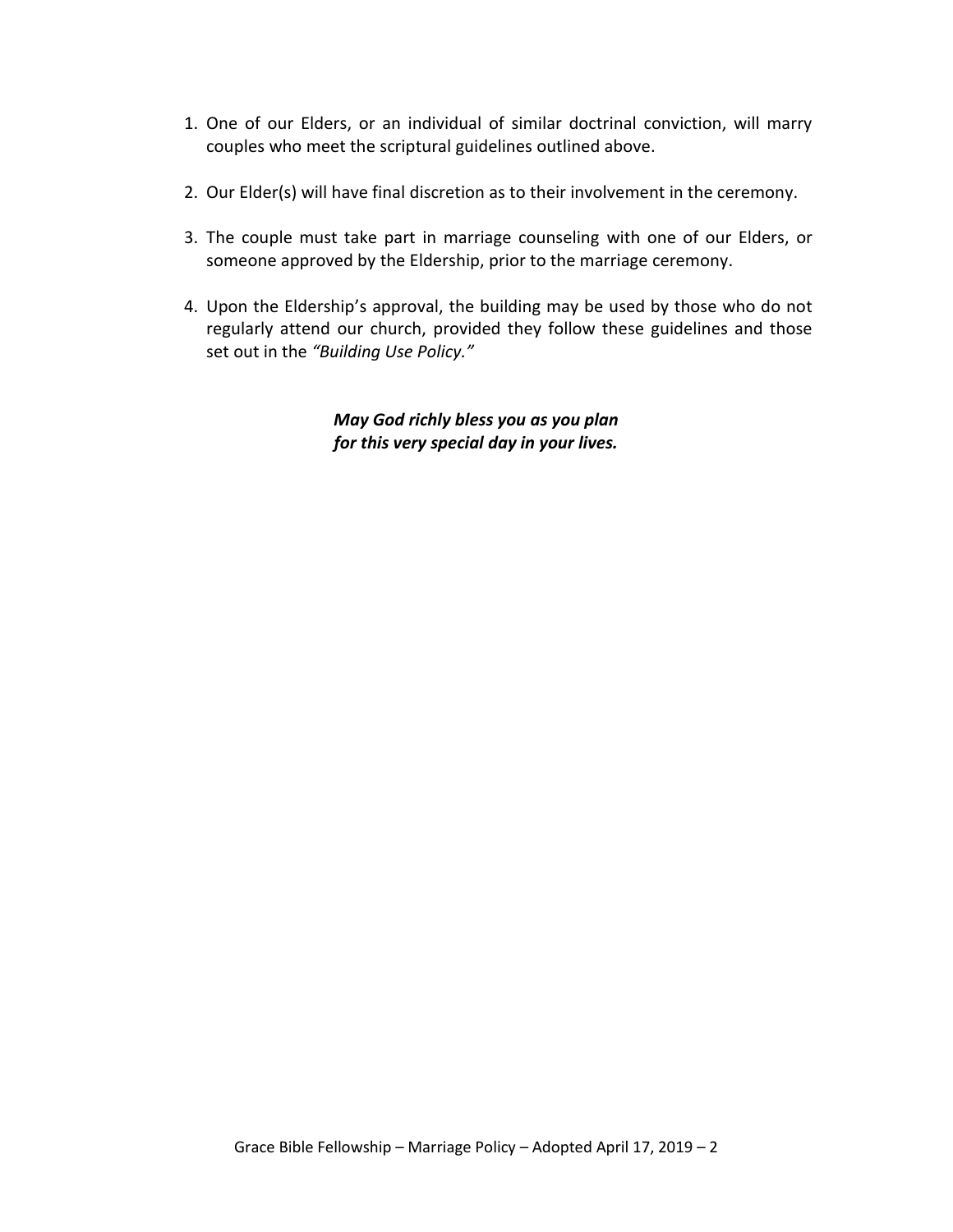1. One of our Elders, or an individual of similar doctrinal conviction, will marry couples who meet the scriptural guidelines outlined above.

2. Our Elder(s) will have final discretion as to their involvement in the ceremony.

3. The couple must take part in marriage counseling with one of our Elders, or someone approved by the Eldership, prior to the marriage ceremony.

4. Upon the Eldership's approval, the building may be used by those who do not regularly attend our church, provided they follow these guidelines and those set out in the *"Building Use Policy."*

***May God richly bless you as you plan for this very special day in your lives.***